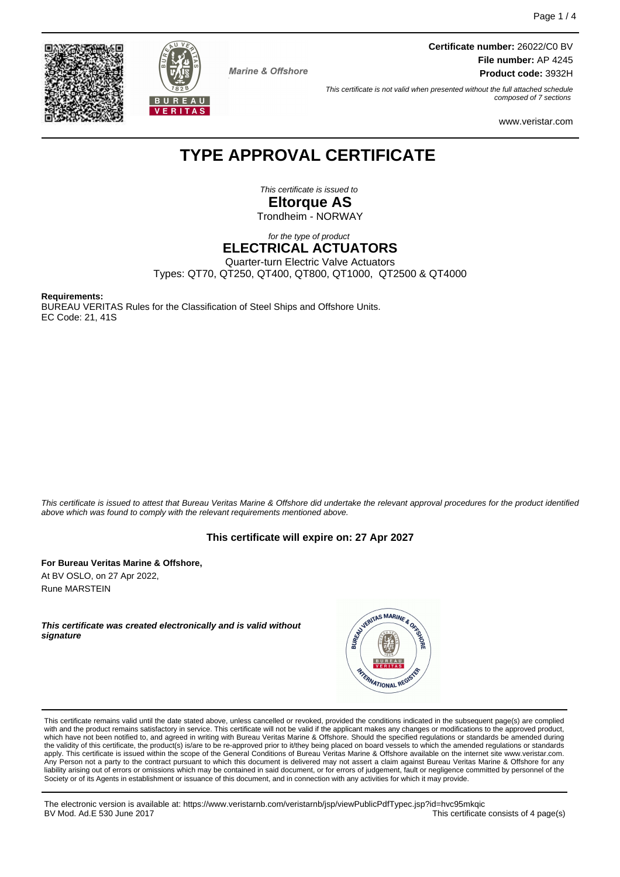**Certificate number:** 26022/C0 BV
**File number:** AP 4245
**Product code:** 3932H

Marine & Offshore

*This certificate is not valid when presented without the full attached schedule composed of 7 sections*

www.veristar.com

# TYPE APPROVAL CERTIFICATE

*This certificate is issued to*

**Eltorque AS**

Trondheim - NORWAY

*for the type of product*

**ELECTRICAL ACTUATORS**

Quarter-turn Electric Valve Actuators

Types: QT70, QT250, QT400, QT800, QT1000, QT2500 & QT4000

**Requirements:**

BUREAU VERITAS Rules for the Classification of Steel Ships and Offshore Units.
EC Code: 21, 41S

*This certificate is issued to attest that Bureau Veritas Marine & Offshore did undertake the relevant approval procedures for the product identified above which was found to comply with the relevant requirements mentioned above.*

**This certificate will expire on: 27 Apr 2027**

**For Bureau Veritas Marine & Offshore,**
At BV OSLO, on 27 Apr 2022,
Rune MARSTEIN

***This certificate was created electronically and is valid without signature***

This certificate remains valid until the date stated above, unless cancelled or revoked, provided the conditions indicated in the subsequent page(s) are complied with and the product remains satisfactory in service. This certificate will not be valid if the applicant makes any changes or modifications to the approved product, which have not been notified to, and agreed in writing with Bureau Veritas Marine & Offshore. Should the specified regulations or standards be amended during the validity of this certificate, the product(s) is/are to be re-approved prior to it/they being placed on board vessels to which the amended regulations or standards apply. This certificate is issued within the scope of the General Conditions of Bureau Veritas Marine & Offshore available on the internet site www.veristar.com. Any Person not a party to the contract pursuant to which this document is delivered may not assert a claim against Bureau Veritas Marine & Offshore for any liability arising out of errors or omissions which may be contained in said document, or for errors of judgement, fault or negligence committed by personnel of the Society or of its Agents in establishment or issuance of this document, and in connection with any activities for which it may provide.

The electronic version is available at: https://www.veristarnb.com/veristarnb/jsp/viewPublicPdfTypec.jsp?id=hvc95mkqic
BV Mod. Ad.E 530 June 2017

This certificate consists of 4 page(s)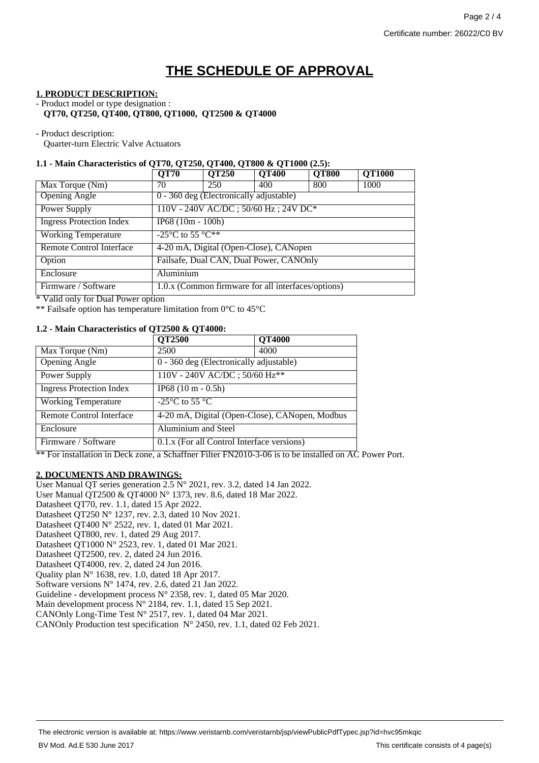# THE SCHEDULE OF APPROVAL

**1. PRODUCT DESCRIPTION:**

- Product model or type designation :
  **QT70, QT250, QT400, QT800, QT1000, QT2500 & QT4000**

- Product description:
  Quarter-turn Electric Valve Actuators

**1.1 - Main Characteristics of QT70, QT250, QT400, QT800 & QT1000 (2.5):**

| | QT70 | QT250 | QT400 | QT800 | QT1000 |
|---|---|---|---|---|---|
| Max Torque (Nm) | 70 | 250 | 400 | 800 | 1000 |
| Opening Angle | 0 - 360 deg (Electronically adjustable) | | | | |
| Power Supply | 110V - 240V AC/DC ; 50/60 Hz ; 24V DC* | | | | |
| Ingress Protection Index | IP68 (10m - 100h) | | | | |
| Working Temperature | -25°C to 55 °C** | | | | |
| Remote Control Interface | 4-20 mA, Digital (Open-Close), CANopen | | | | |
| Option | Failsafe, Dual CAN, Dual Power, CANOnly | | | | |
| Enclosure | Aluminium | | | | |
| Firmware / Software | 1.0.x (Common firmware for all interfaces/options) | | | | |

* Valid only for Dual Power option

** Failsafe option has temperature limitation from 0°C to 45°C

**1.2 - Main Characteristics of QT2500 & QT4000:**

| | QT2500 | QT4000 |
|---|---|---|
| Max Torque (Nm) | 2500 | 4000 |
| Opening Angle | 0 - 360 deg (Electronically adjustable) | |
| Power Supply | 110V - 240V AC/DC ; 50/60 Hz** | |
| Ingress Protection Index | IP68 (10 m - 0.5h) | |
| Working Temperature | -25°C to 55 °C | |
| Remote Control Interface | 4-20 mA, Digital (Open-Close), CANopen, Modbus | |
| Enclosure | Aluminium and Steel | |
| Firmware / Software | 0.1.x (For all Control Interface versions) | |

** For installation in Deck zone, a Schaffner Filter FN2010-3-06 is to be installed on AC Power Port.

**2. DOCUMENTS AND DRAWINGS:**

User Manual QT series generation 2.5 N° 2021, rev. 3.2, dated 14 Jan 2022.
User Manual QT2500 & QT4000 N° 1373, rev. 8.6, dated 18 Mar 2022.
Datasheet QT70, rev. 1.1, dated 15 Apr 2022.
Datasheet QT250 N° 1237, rev. 2.3, dated 10 Nov 2021.
Datasheet QT400 N° 2522, rev. 1, dated 01 Mar 2021.
Datasheet QT800, rev. 1, dated 29 Aug 2017.
Datasheet QT1000 N° 2523, rev. 1, dated 01 Mar 2021.
Datasheet QT2500, rev. 2, dated 24 Jun 2016.
Datasheet QT4000, rev. 2, dated 24 Jun 2016.
Quality plan N° 1638, rev. 1.0, dated 18 Apr 2017.
Software versions N° 1474, rev. 2.6, dated 21 Jan 2022.
Guideline - development process N° 2358, rev. 1, dated 05 Mar 2020.
Main development process N° 2184, rev. 1.1, dated 15 Sep 2021.
CANOnly Long-Time Test N° 2517, rev. 1, dated 04 Mar 2021.
CANOnly Production test specification N° 2450, rev. 1.1, dated 02 Feb 2021.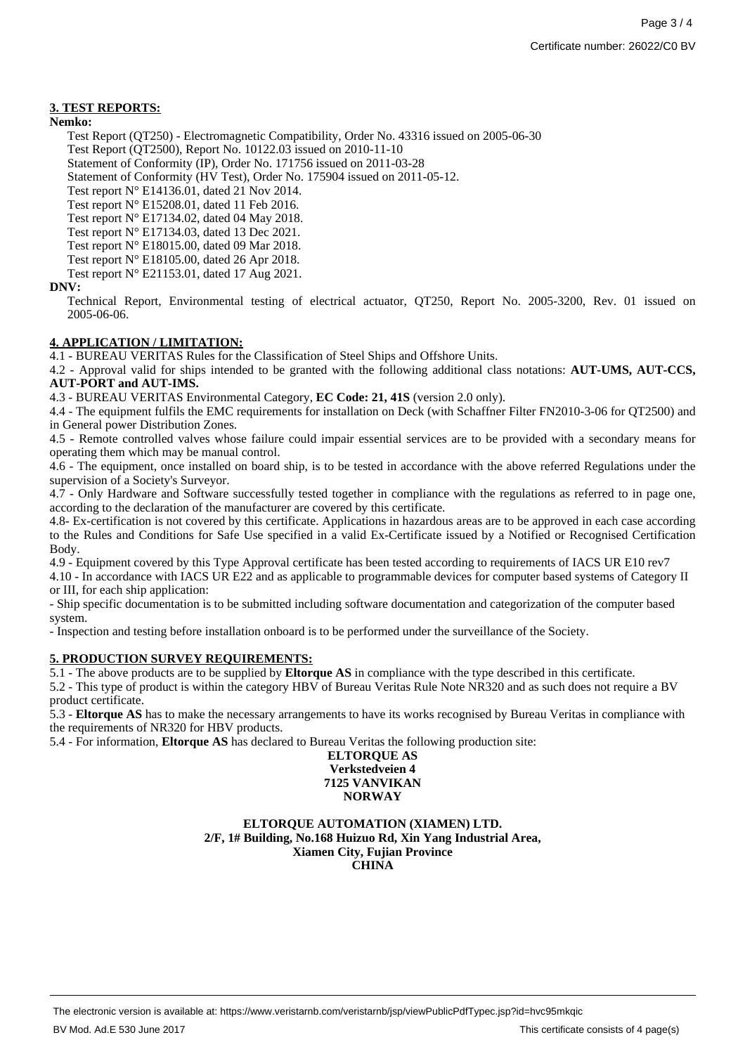## 3. TEST REPORTS:

**Nemko:**

Test Report (QT250) - Electromagnetic Compatibility, Order No. 43316 issued on 2005-06-30
Test Report (QT2500), Report No. 10122.03 issued on 2010-11-10
Statement of Conformity (IP), Order No. 171756 issued on 2011-03-28
Statement of Conformity (HV Test), Order No. 175904 issued on 2011-05-12.
Test report N° E14136.01, dated 21 Nov 2014.
Test report N° E15208.01, dated 11 Feb 2016.
Test report N° E17134.02, dated 04 May 2018.
Test report N° E17134.03, dated 13 Dec 2021.
Test report N° E18015.00, dated 09 Mar 2018.
Test report N° E18105.00, dated 26 Apr 2018.
Test report N° E21153.01, dated 17 Aug 2021.

**DNV:**

Technical Report, Environmental testing of electrical actuator, QT250, Report No. 2005-3200, Rev. 01 issued on 2005-06-06.

## 4. APPLICATION / LIMITATION:

4.1 - BUREAU VERITAS Rules for the Classification of Steel Ships and Offshore Units.

4.2 - Approval valid for ships intended to be granted with the following additional class notations: **AUT-UMS, AUT-CCS, AUT-PORT and AUT-IMS.**

4.3 - BUREAU VERITAS Environmental Category, **EC Code: 21, 41S** (version 2.0 only).

4.4 - The equipment fulfils the EMC requirements for installation on Deck (with Schaffner Filter FN2010-3-06 for QT2500) and in General power Distribution Zones.

4.5 - Remote controlled valves whose failure could impair essential services are to be provided with a secondary means for operating them which may be manual control.

4.6 - The equipment, once installed on board ship, is to be tested in accordance with the above referred Regulations under the supervision of a Society's Surveyor.

4.7 - Only Hardware and Software successfully tested together in compliance with the regulations as referred to in page one, according to the declaration of the manufacturer are covered by this certificate.

4.8- Ex-certification is not covered by this certificate. Applications in hazardous areas are to be approved in each case according to the Rules and Conditions for Safe Use specified in a valid Ex-Certificate issued by a Notified or Recognised Certification Body.

4.9 - Equipment covered by this Type Approval certificate has been tested according to requirements of IACS UR E10 rev7

4.10 - In accordance with IACS UR E22 and as applicable to programmable devices for computer based systems of Category II or III, for each ship application:

- Ship specific documentation is to be submitted including software documentation and categorization of the computer based system.
- Inspection and testing before installation onboard is to be performed under the surveillance of the Society.

## 5. PRODUCTION SURVEY REQUIREMENTS:

5.1 - The above products are to be supplied by **Eltorque AS** in compliance with the type described in this certificate.

5.2 - This type of product is within the category HBV of Bureau Veritas Rule Note NR320 and as such does not require a BV product certificate.

5.3 - **Eltorque AS** has to make the necessary arrangements to have its works recognised by Bureau Veritas in compliance with the requirements of NR320 for HBV products.

5.4 - For information, **Eltorque AS** has declared to Bureau Veritas the following production site:

**ELTORQUE AS**
**Verkstedveien 4**
**7125 VANVIKAN**
**NORWAY**

**ELTORQUE AUTOMATION (XIAMEN) LTD.**
**2/F, 1# Building, No.168 Huizuo Rd, Xin Yang Industrial Area,**
**Xiamen City, Fujian Province**
**CHINA**

The electronic version is available at: https://www.veristarnb.com/veristarnb/jsp/viewPublicPdfTypec.jsp?id=hvc95mkqic

BV Mod. Ad.E 530 June 2017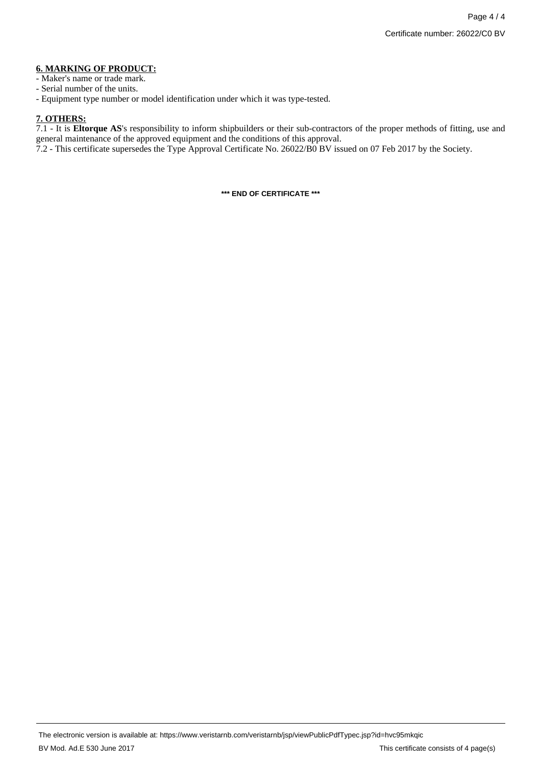**6. MARKING OF PRODUCT:**

- Maker's name or trade mark.
- Serial number of the units.
- Equipment type number or model identification under which it was type-tested.

**7. OTHERS:**

7.1 - It is **Eltorque AS**'s responsibility to inform shipbuilders or their sub-contractors of the proper methods of fitting, use and general maintenance of the approved equipment and the conditions of this approval.

7.2 - This certificate supersedes the Type Approval Certificate No. 26022/B0 BV issued on 07 Feb 2017 by the Society.

**\*\*\* END OF CERTIFICATE \*\*\***

The electronic version is available at: https://www.veristarnb.com/veristarnb/jsp/viewPublicPdfTypec.jsp?id=hvc95mkqic

BV Mod. Ad.E 530 June 2017

This certificate consists of 4 page(s)